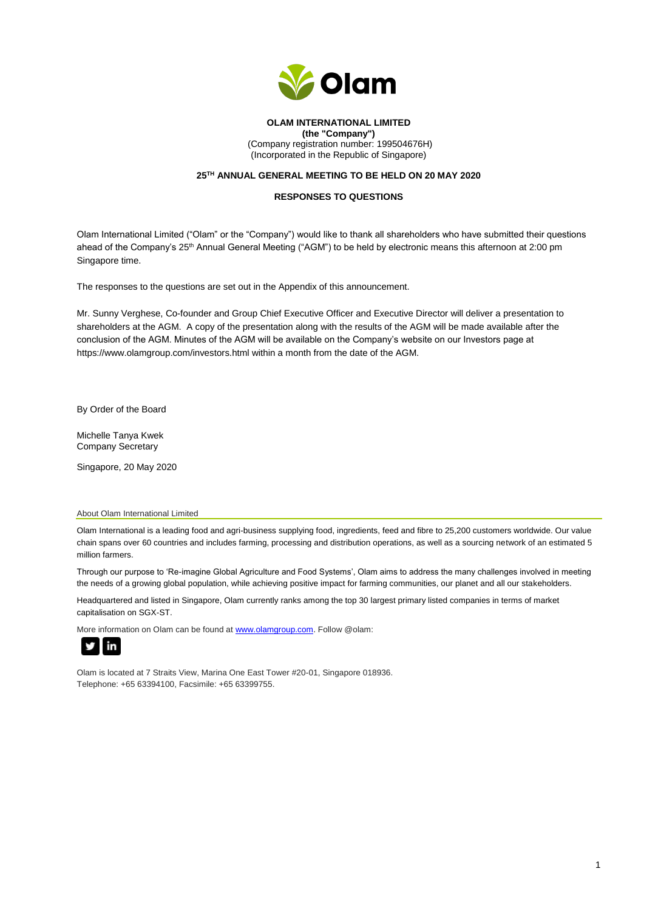**OLAM INTERNATIONAL LIMITED**
**(the "Company")**
(Company registration number: 199504676H)
(Incorporated in the Republic of Singapore)

**25TH ANNUAL GENERAL MEETING TO BE HELD ON 20 MAY 2020**

**RESPONSES TO QUESTIONS**

Olam International Limited ("Olam" or the "Company") would like to thank all shareholders who have submitted their questions ahead of the Company's 25th Annual General Meeting ("AGM") to be held by electronic means this afternoon at 2:00 pm Singapore time.

The responses to the questions are set out in the Appendix of this announcement.

Mr. Sunny Verghese, Co-founder and Group Chief Executive Officer and Executive Director will deliver a presentation to shareholders at the AGM. A copy of the presentation along with the results of the AGM will be made available after the conclusion of the AGM. Minutes of the AGM will be available on the Company's website on our Investors page at https://www.olamgroup.com/investors.html within a month from the date of the AGM.

By Order of the Board

Michelle Tanya Kwek
Company Secretary

Singapore, 20 May 2020

About Olam International Limited

Olam International is a leading food and agri-business supplying food, ingredients, feed and fibre to 25,200 customers worldwide. Our value chain spans over 60 countries and includes farming, processing and distribution operations, as well as a sourcing network of an estimated 5 million farmers.

Through our purpose to 'Re-imagine Global Agriculture and Food Systems', Olam aims to address the many challenges involved in meeting the needs of a growing global population, while achieving positive impact for farming communities, our planet and all our stakeholders.

Headquartered and listed in Singapore, Olam currently ranks among the top 30 largest primary listed companies in terms of market capitalisation on SGX-ST.

More information on Olam can be found at www.olamgroup.com. Follow @olam:

Olam is located at 7 Straits View, Marina One East Tower #20-01, Singapore 018936.
Telephone: +65 63394100, Facsimile: +65 63399755.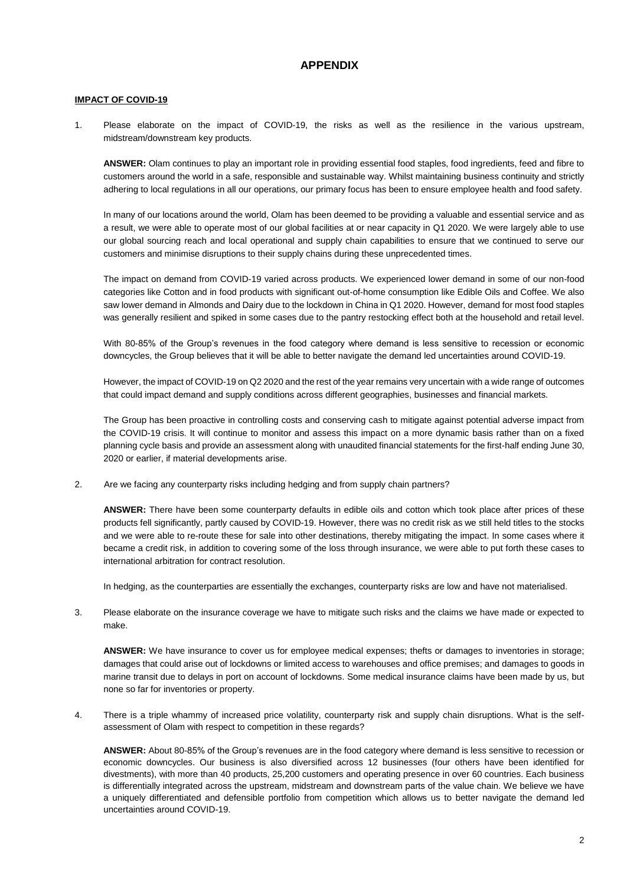# APPENDIX

**IMPACT OF COVID-19**

1. Please elaborate on the impact of COVID-19, the risks as well as the resilience in the various upstream, midstream/downstream key products.

   **ANSWER:** Olam continues to play an important role in providing essential food staples, food ingredients, feed and fibre to customers around the world in a safe, responsible and sustainable way. Whilst maintaining business continuity and strictly adhering to local regulations in all our operations, our primary focus has been to ensure employee health and food safety.

   In many of our locations around the world, Olam has been deemed to be providing a valuable and essential service and as a result, we were able to operate most of our global facilities at or near capacity in Q1 2020. We were largely able to use our global sourcing reach and local operational and supply chain capabilities to ensure that we continued to serve our customers and minimise disruptions to their supply chains during these unprecedented times.

   The impact on demand from COVID-19 varied across products. We experienced lower demand in some of our non-food categories like Cotton and in food products with significant out-of-home consumption like Edible Oils and Coffee. We also saw lower demand in Almonds and Dairy due to the lockdown in China in Q1 2020. However, demand for most food staples was generally resilient and spiked in some cases due to the pantry restocking effect both at the household and retail level.

   With 80-85% of the Group's revenues in the food category where demand is less sensitive to recession or economic downcycles, the Group believes that it will be able to better navigate the demand led uncertainties around COVID-19.

   However, the impact of COVID-19 on Q2 2020 and the rest of the year remains very uncertain with a wide range of outcomes that could impact demand and supply conditions across different geographies, businesses and financial markets.

   The Group has been proactive in controlling costs and conserving cash to mitigate against potential adverse impact from the COVID-19 crisis. It will continue to monitor and assess this impact on a more dynamic basis rather than on a fixed planning cycle basis and provide an assessment along with unaudited financial statements for the first-half ending June 30, 2020 or earlier, if material developments arise.

2. Are we facing any counterparty risks including hedging and from supply chain partners?

   **ANSWER:** There have been some counterparty defaults in edible oils and cotton which took place after prices of these products fell significantly, partly caused by COVID-19. However, there was no credit risk as we still held titles to the stocks and we were able to re-route these for sale into other destinations, thereby mitigating the impact. In some cases where it became a credit risk, in addition to covering some of the loss through insurance, we were able to put forth these cases to international arbitration for contract resolution.

   In hedging, as the counterparties are essentially the exchanges, counterparty risks are low and have not materialised.

3. Please elaborate on the insurance coverage we have to mitigate such risks and the claims we have made or expected to make.

   **ANSWER:** We have insurance to cover us for employee medical expenses; thefts or damages to inventories in storage; damages that could arise out of lockdowns or limited access to warehouses and office premises; and damages to goods in marine transit due to delays in port on account of lockdowns. Some medical insurance claims have been made by us, but none so far for inventories or property.

4. There is a triple whammy of increased price volatility, counterparty risk and supply chain disruptions. What is the self-assessment of Olam with respect to competition in these regards?

   **ANSWER:** About 80-85% of the Group's revenues are in the food category where demand is less sensitive to recession or economic downcycles. Our business is also diversified across 12 businesses (four others have been identified for divestments), with more than 40 products, 25,200 customers and operating presence in over 60 countries. Each business is differentially integrated across the upstream, midstream and downstream parts of the value chain. We believe we have a uniquely differentiated and defensible portfolio from competition which allows us to better navigate the demand led uncertainties around COVID-19.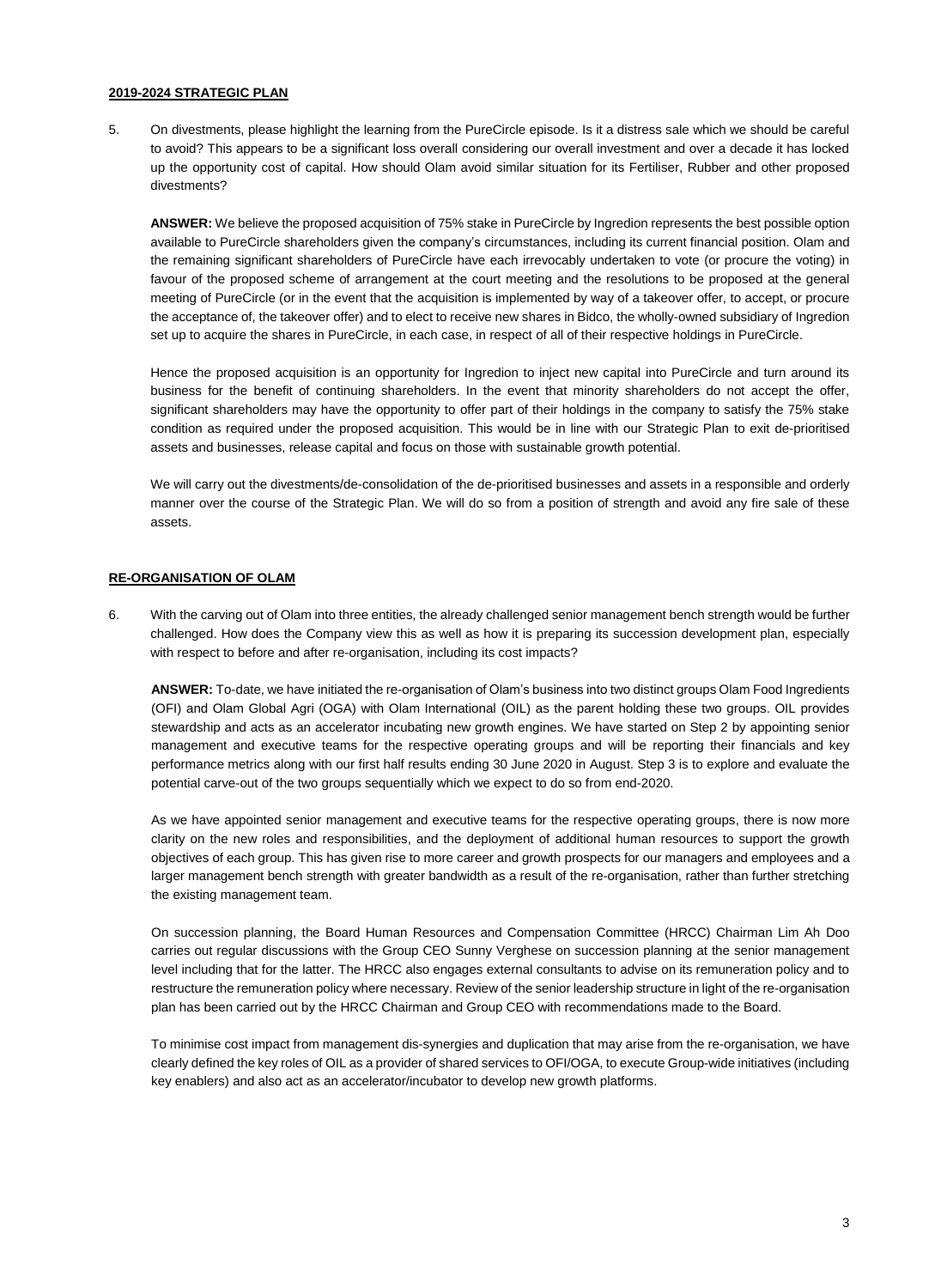**2019-2024 STRATEGIC PLAN**

5. On divestments, please highlight the learning from the PureCircle episode. Is it a distress sale which we should be careful to avoid? This appears to be a significant loss overall considering our overall investment and over a decade it has locked up the opportunity cost of capital. How should Olam avoid similar situation for its Fertiliser, Rubber and other proposed divestments?

   **ANSWER:** We believe the proposed acquisition of 75% stake in PureCircle by Ingredion represents the best possible option available to PureCircle shareholders given the company's circumstances, including its current financial position. Olam and the remaining significant shareholders of PureCircle have each irrevocably undertaken to vote (or procure the voting) in favour of the proposed scheme of arrangement at the court meeting and the resolutions to be proposed at the general meeting of PureCircle (or in the event that the acquisition is implemented by way of a takeover offer, to accept, or procure the acceptance of, the takeover offer) and to elect to receive new shares in Bidco, the wholly-owned subsidiary of Ingredion set up to acquire the shares in PureCircle, in each case, in respect of all of their respective holdings in PureCircle.

   Hence the proposed acquisition is an opportunity for Ingredion to inject new capital into PureCircle and turn around its business for the benefit of continuing shareholders. In the event that minority shareholders do not accept the offer, significant shareholders may have the opportunity to offer part of their holdings in the company to satisfy the 75% stake condition as required under the proposed acquisition. This would be in line with our Strategic Plan to exit de-prioritised assets and businesses, release capital and focus on those with sustainable growth potential.

   We will carry out the divestments/de-consolidation of the de-prioritised businesses and assets in a responsible and orderly manner over the course of the Strategic Plan. We will do so from a position of strength and avoid any fire sale of these assets.

**RE-ORGANISATION OF OLAM**

6. With the carving out of Olam into three entities, the already challenged senior management bench strength would be further challenged. How does the Company view this as well as how it is preparing its succession development plan, especially with respect to before and after re-organisation, including its cost impacts?

   **ANSWER:** To-date, we have initiated the re-organisation of Olam's business into two distinct groups Olam Food Ingredients (OFI) and Olam Global Agri (OGA) with Olam International (OIL) as the parent holding these two groups. OIL provides stewardship and acts as an accelerator incubating new growth engines. We have started on Step 2 by appointing senior management and executive teams for the respective operating groups and will be reporting their financials and key performance metrics along with our first half results ending 30 June 2020 in August. Step 3 is to explore and evaluate the potential carve-out of the two groups sequentially which we expect to do so from end-2020.

   As we have appointed senior management and executive teams for the respective operating groups, there is now more clarity on the new roles and responsibilities, and the deployment of additional human resources to support the growth objectives of each group. This has given rise to more career and growth prospects for our managers and employees and a larger management bench strength with greater bandwidth as a result of the re-organisation, rather than further stretching the existing management team.

   On succession planning, the Board Human Resources and Compensation Committee (HRCC) Chairman Lim Ah Doo carries out regular discussions with the Group CEO Sunny Verghese on succession planning at the senior management level including that for the latter. The HRCC also engages external consultants to advise on its remuneration policy and to restructure the remuneration policy where necessary. Review of the senior leadership structure in light of the re-organisation plan has been carried out by the HRCC Chairman and Group CEO with recommendations made to the Board.

   To minimise cost impact from management dis-synergies and duplication that may arise from the re-organisation, we have clearly defined the key roles of OIL as a provider of shared services to OFI/OGA, to execute Group-wide initiatives (including key enablers) and also act as an accelerator/incubator to develop new growth platforms.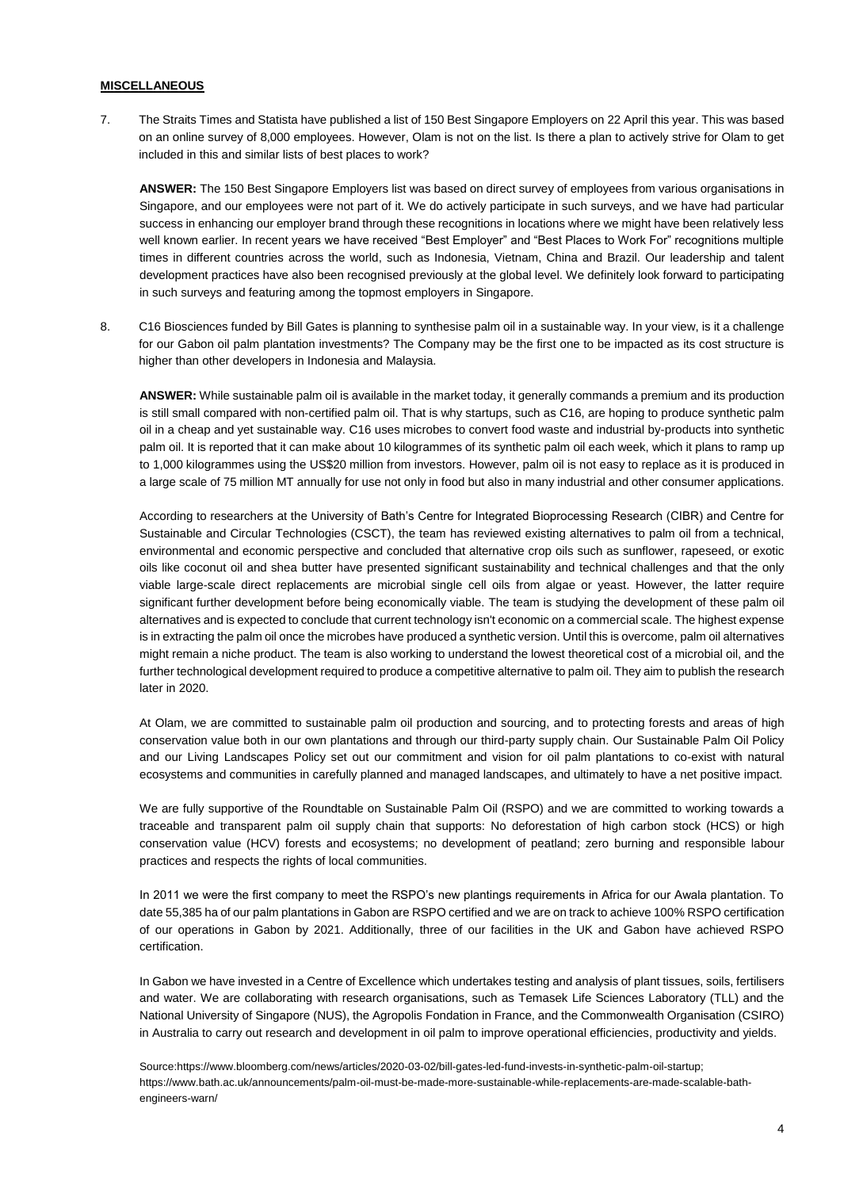**MISCELLANEOUS**

7. The Straits Times and Statista have published a list of 150 Best Singapore Employers on 22 April this year. This was based on an online survey of 8,000 employees. However, Olam is not on the list. Is there a plan to actively strive for Olam to get included in this and similar lists of best places to work?

   **ANSWER:** The 150 Best Singapore Employers list was based on direct survey of employees from various organisations in Singapore, and our employees were not part of it. We do actively participate in such surveys, and we have had particular success in enhancing our employer brand through these recognitions in locations where we might have been relatively less well known earlier. In recent years we have received "Best Employer" and "Best Places to Work For" recognitions multiple times in different countries across the world, such as Indonesia, Vietnam, China and Brazil. Our leadership and talent development practices have also been recognised previously at the global level. We definitely look forward to participating in such surveys and featuring among the topmost employers in Singapore.

8. C16 Biosciences funded by Bill Gates is planning to synthesise palm oil in a sustainable way. In your view, is it a challenge for our Gabon oil palm plantation investments? The Company may be the first one to be impacted as its cost structure is higher than other developers in Indonesia and Malaysia.

   **ANSWER:** While sustainable palm oil is available in the market today, it generally commands a premium and its production is still small compared with non-certified palm oil. That is why startups, such as C16, are hoping to produce synthetic palm oil in a cheap and yet sustainable way. C16 uses microbes to convert food waste and industrial by-products into synthetic palm oil. It is reported that it can make about 10 kilogrammes of its synthetic palm oil each week, which it plans to ramp up to 1,000 kilogrammes using the US$20 million from investors. However, palm oil is not easy to replace as it is produced in a large scale of 75 million MT annually for use not only in food but also in many industrial and other consumer applications.

   According to researchers at the University of Bath's Centre for Integrated Bioprocessing Research (CIBR) and Centre for Sustainable and Circular Technologies (CSCT), the team has reviewed existing alternatives to palm oil from a technical, environmental and economic perspective and concluded that alternative crop oils such as sunflower, rapeseed, or exotic oils like coconut oil and shea butter have presented significant sustainability and technical challenges and that the only viable large-scale direct replacements are microbial single cell oils from algae or yeast. However, the latter require significant further development before being economically viable. The team is studying the development of these palm oil alternatives and is expected to conclude that current technology isn't economic on a commercial scale. The highest expense is in extracting the palm oil once the microbes have produced a synthetic version. Until this is overcome, palm oil alternatives might remain a niche product. The team is also working to understand the lowest theoretical cost of a microbial oil, and the further technological development required to produce a competitive alternative to palm oil. They aim to publish the research later in 2020.

   At Olam, we are committed to sustainable palm oil production and sourcing, and to protecting forests and areas of high conservation value both in our own plantations and through our third-party supply chain. Our Sustainable Palm Oil Policy and our Living Landscapes Policy set out our commitment and vision for oil palm plantations to co-exist with natural ecosystems and communities in carefully planned and managed landscapes, and ultimately to have a net positive impact.

   We are fully supportive of the Roundtable on Sustainable Palm Oil (RSPO) and we are committed to working towards a traceable and transparent palm oil supply chain that supports: No deforestation of high carbon stock (HCS) or high conservation value (HCV) forests and ecosystems; no development of peatland; zero burning and responsible labour practices and respects the rights of local communities.

   In 2011 we were the first company to meet the RSPO's new plantings requirements in Africa for our Awala plantation. To date 55,385 ha of our palm plantations in Gabon are RSPO certified and we are on track to achieve 100% RSPO certification of our operations in Gabon by 2021. Additionally, three of our facilities in the UK and Gabon have achieved RSPO certification.

   In Gabon we have invested in a Centre of Excellence which undertakes testing and analysis of plant tissues, soils, fertilisers and water. We are collaborating with research organisations, such as Temasek Life Sciences Laboratory (TLL) and the National University of Singapore (NUS), the Agropolis Fondation in France, and the Commonwealth Organisation (CSIRO) in Australia to carry out research and development in oil palm to improve operational efficiencies, productivity and yields.

   Source:https://www.bloomberg.com/news/articles/2020-03-02/bill-gates-led-fund-invests-in-synthetic-palm-oil-startup; https://www.bath.ac.uk/announcements/palm-oil-must-be-made-more-sustainable-while-replacements-are-made-scalable-bath-engineers-warn/